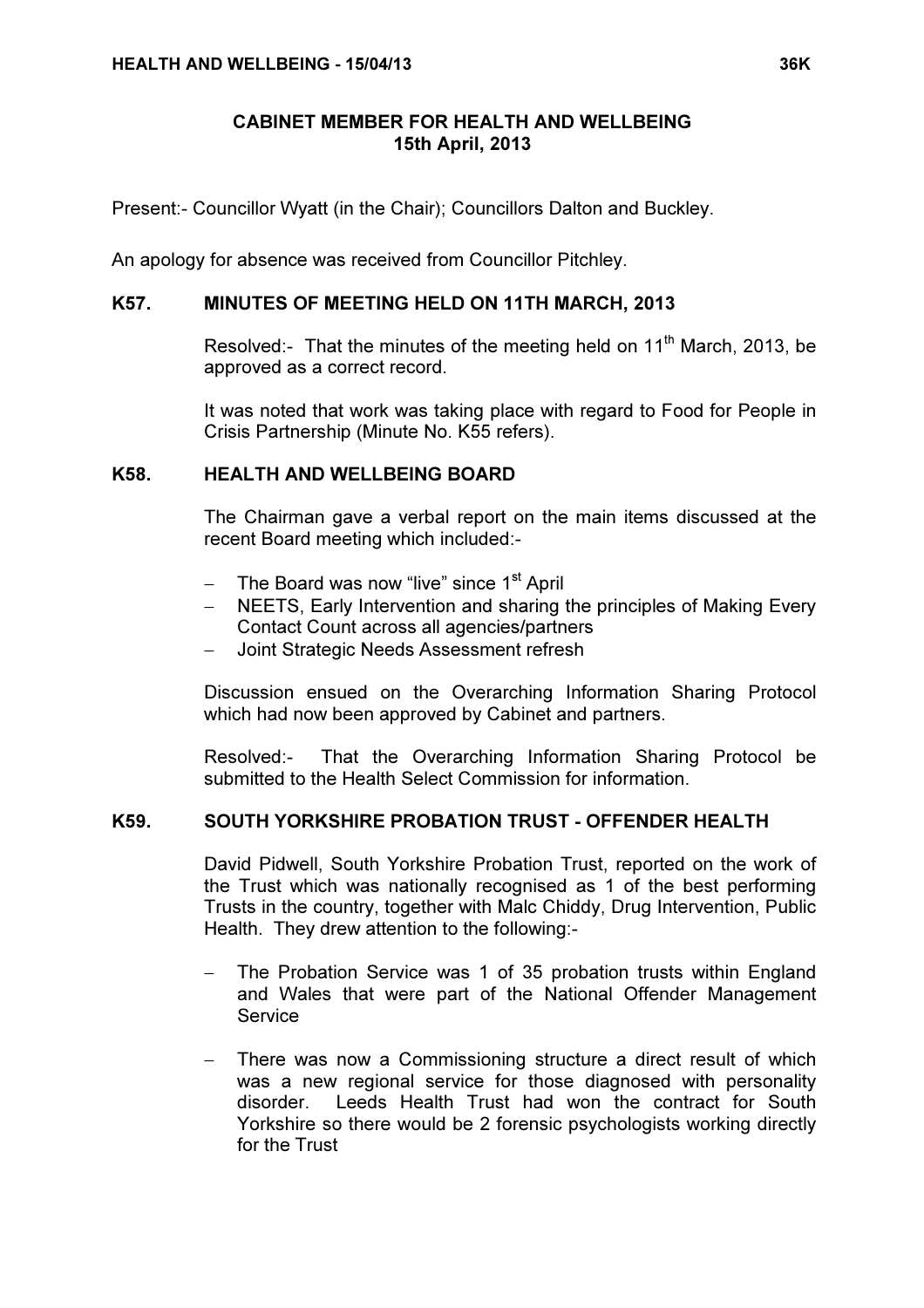# CABINET MEMBER FOR HEALTH AND WELLBEING
## 15th April, 2013

Present:- Councillor Wyatt (in the Chair); Councillors Dalton and Buckley.

An apology for absence was received from Councillor Pitchley.

### K57. MINUTES OF MEETING HELD ON 11TH MARCH, 2013

Resolved:- That the minutes of the meeting held on 11th March, 2013, be approved as a correct record.

It was noted that work was taking place with regard to Food for People in Crisis Partnership (Minute No. K55 refers).

### K58. HEALTH AND WELLBEING BOARD

The Chairman gave a verbal report on the main items discussed at the recent Board meeting which included:-

- The Board was now "live" since 1st April
- NEETS, Early Intervention and sharing the principles of Making Every Contact Count across all agencies/partners
- Joint Strategic Needs Assessment refresh

Discussion ensued on the Overarching Information Sharing Protocol which had now been approved by Cabinet and partners.

Resolved:- That the Overarching Information Sharing Protocol be submitted to the Health Select Commission for information.

### K59. SOUTH YORKSHIRE PROBATION TRUST - OFFENDER HEALTH

David Pidwell, South Yorkshire Probation Trust, reported on the work of the Trust which was nationally recognised as 1 of the best performing Trusts in the country, together with Malc Chiddy, Drug Intervention, Public Health. They drew attention to the following:-

- The Probation Service was 1 of 35 probation trusts within England and Wales that were part of the National Offender Management Service

- There was now a Commissioning structure a direct result of which was a new regional service for those diagnosed with personality disorder. Leeds Health Trust had won the contract for South Yorkshire so there would be 2 forensic psychologists working directly for the Trust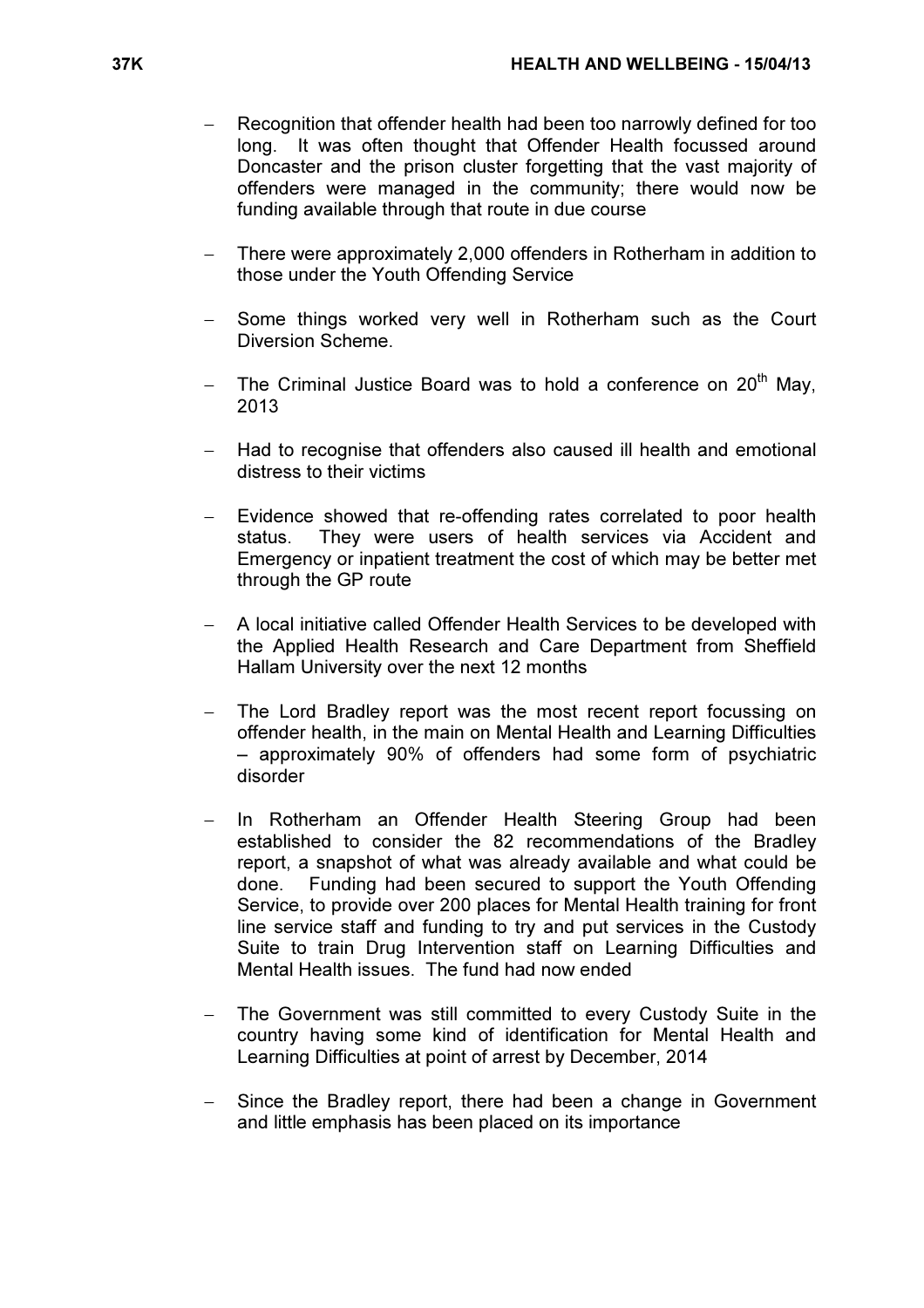- Recognition that offender health had been too narrowly defined for too long. It was often thought that Offender Health focussed around Doncaster and the prison cluster forgetting that the vast majority of offenders were managed in the community; there would now be funding available through that route in due course

- There were approximately 2,000 offenders in Rotherham in addition to those under the Youth Offending Service

- Some things worked very well in Rotherham such as the Court Diversion Scheme.

- The Criminal Justice Board was to hold a conference on 20th May, 2013

- Had to recognise that offenders also caused ill health and emotional distress to their victims

- Evidence showed that re-offending rates correlated to poor health status. They were users of health services via Accident and Emergency or inpatient treatment the cost of which may be better met through the GP route

- A local initiative called Offender Health Services to be developed with the Applied Health Research and Care Department from Sheffield Hallam University over the next 12 months

- The Lord Bradley report was the most recent report focussing on offender health, in the main on Mental Health and Learning Difficulties – approximately 90% of offenders had some form of psychiatric disorder

- In Rotherham an Offender Health Steering Group had been established to consider the 82 recommendations of the Bradley report, a snapshot of what was already available and what could be done. Funding had been secured to support the Youth Offending Service, to provide over 200 places for Mental Health training for front line service staff and funding to try and put services in the Custody Suite to train Drug Intervention staff on Learning Difficulties and Mental Health issues. The fund had now ended

- The Government was still committed to every Custody Suite in the country having some kind of identification for Mental Health and Learning Difficulties at point of arrest by December, 2014

- Since the Bradley report, there had been a change in Government and little emphasis has been placed on its importance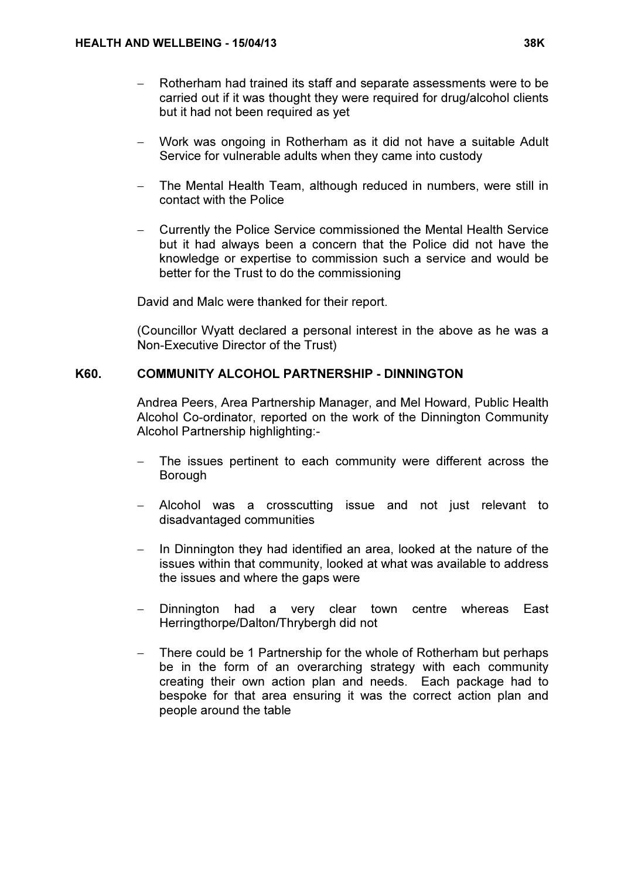- Rotherham had trained its staff and separate assessments were to be carried out if it was thought they were required for drug/alcohol clients but it had not been required as yet

- Work was ongoing in Rotherham as it did not have a suitable Adult Service for vulnerable adults when they came into custody

- The Mental Health Team, although reduced in numbers, were still in contact with the Police

- Currently the Police Service commissioned the Mental Health Service but it had always been a concern that the Police did not have the knowledge or expertise to commission such a service and would be better for the Trust to do the commissioning

David and Malc were thanked for their report.

(Councillor Wyatt declared a personal interest in the above as he was a Non-Executive Director of the Trust)

## K60. COMMUNITY ALCOHOL PARTNERSHIP - DINNINGTON

Andrea Peers, Area Partnership Manager, and Mel Howard, Public Health Alcohol Co-ordinator, reported on the work of the Dinnington Community Alcohol Partnership highlighting:-

- The issues pertinent to each community were different across the Borough

- Alcohol was a crosscutting issue and not just relevant to disadvantaged communities

- In Dinnington they had identified an area, looked at the nature of the issues within that community, looked at what was available to address the issues and where the gaps were

- Dinnington had a very clear town centre whereas East Herringthorpe/Dalton/Thrybergh did not

- There could be 1 Partnership for the whole of Rotherham but perhaps be in the form of an overarching strategy with each community creating their own action plan and needs. Each package had to bespoke for that area ensuring it was the correct action plan and people around the table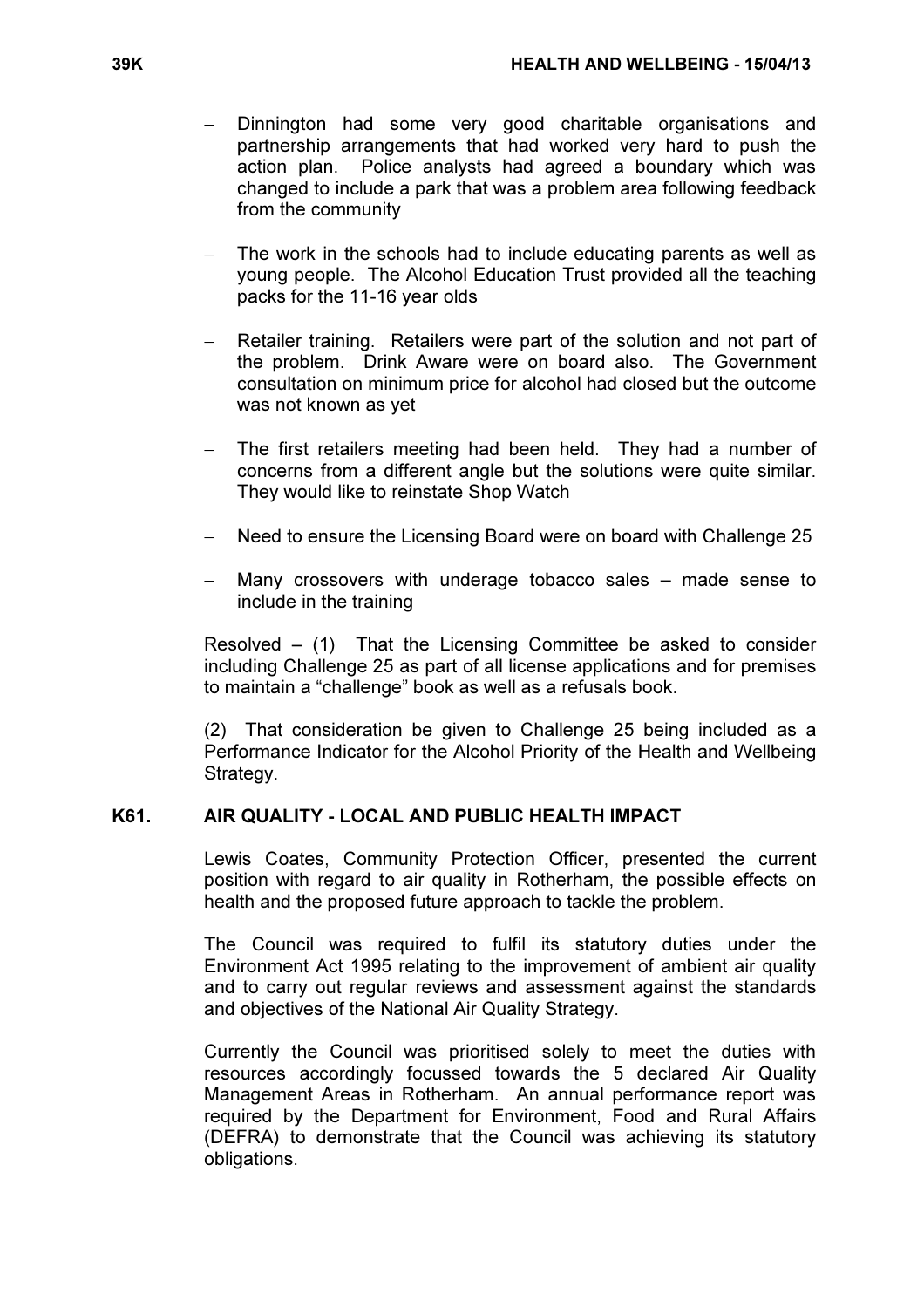- Dinnington had some very good charitable organisations and partnership arrangements that had worked very hard to push the action plan. Police analysts had agreed a boundary which was changed to include a park that was a problem area following feedback from the community

- The work in the schools had to include educating parents as well as young people. The Alcohol Education Trust provided all the teaching packs for the 11-16 year olds

- Retailer training. Retailers were part of the solution and not part of the problem. Drink Aware were on board also. The Government consultation on minimum price for alcohol had closed but the outcome was not known as yet

- The first retailers meeting had been held. They had a number of concerns from a different angle but the solutions were quite similar. They would like to reinstate Shop Watch

- Need to ensure the Licensing Board were on board with Challenge 25

- Many crossovers with underage tobacco sales – made sense to include in the training

Resolved – (1) That the Licensing Committee be asked to consider including Challenge 25 as part of all license applications and for premises to maintain a "challenge" book as well as a refusals book.

(2) That consideration be given to Challenge 25 being included as a Performance Indicator for the Alcohol Priority of the Health and Wellbeing Strategy.

## K61. AIR QUALITY - LOCAL AND PUBLIC HEALTH IMPACT

Lewis Coates, Community Protection Officer, presented the current position with regard to air quality in Rotherham, the possible effects on health and the proposed future approach to tackle the problem.

The Council was required to fulfil its statutory duties under the Environment Act 1995 relating to the improvement of ambient air quality and to carry out regular reviews and assessment against the standards and objectives of the National Air Quality Strategy.

Currently the Council was prioritised solely to meet the duties with resources accordingly focussed towards the 5 declared Air Quality Management Areas in Rotherham. An annual performance report was required by the Department for Environment, Food and Rural Affairs (DEFRA) to demonstrate that the Council was achieving its statutory obligations.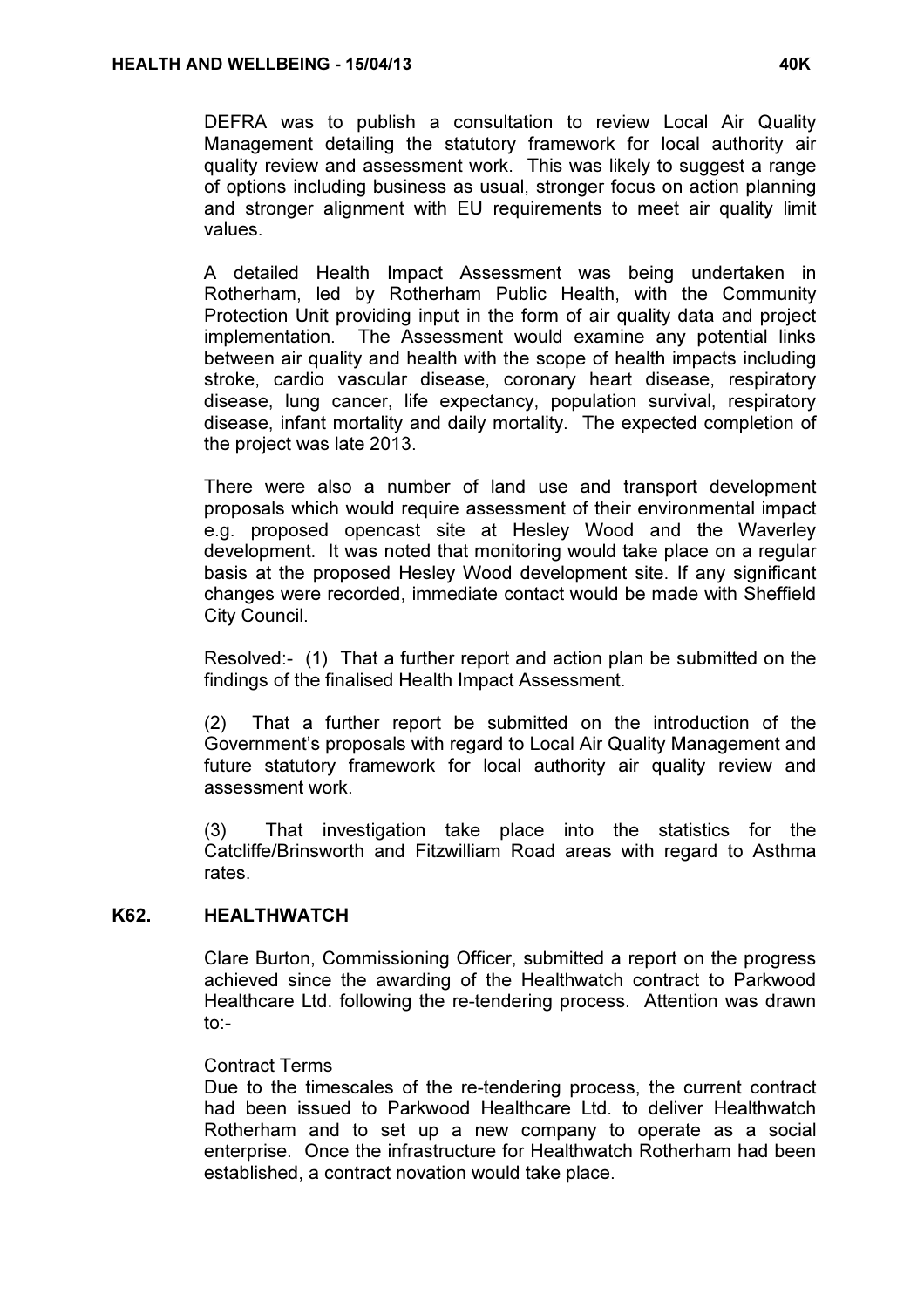DEFRA was to publish a consultation to review Local Air Quality Management detailing the statutory framework for local authority air quality review and assessment work. This was likely to suggest a range of options including business as usual, stronger focus on action planning and stronger alignment with EU requirements to meet air quality limit values.

A detailed Health Impact Assessment was being undertaken in Rotherham, led by Rotherham Public Health, with the Community Protection Unit providing input in the form of air quality data and project implementation. The Assessment would examine any potential links between air quality and health with the scope of health impacts including stroke, cardio vascular disease, coronary heart disease, respiratory disease, lung cancer, life expectancy, population survival, respiratory disease, infant mortality and daily mortality. The expected completion of the project was late 2013.

There were also a number of land use and transport development proposals which would require assessment of their environmental impact e.g. proposed opencast site at Hesley Wood and the Waverley development. It was noted that monitoring would take place on a regular basis at the proposed Hesley Wood development site. If any significant changes were recorded, immediate contact would be made with Sheffield City Council.

Resolved:- (1) That a further report and action plan be submitted on the findings of the finalised Health Impact Assessment.

(2) That a further report be submitted on the introduction of the Government's proposals with regard to Local Air Quality Management and future statutory framework for local authority air quality review and assessment work.

(3) That investigation take place into the statistics for the Catcliffe/Brinsworth and Fitzwilliam Road areas with regard to Asthma rates.

## K62. HEALTHWATCH

Clare Burton, Commissioning Officer, submitted a report on the progress achieved since the awarding of the Healthwatch contract to Parkwood Healthcare Ltd. following the re-tendering process. Attention was drawn to:-

Contract Terms
Due to the timescales of the re-tendering process, the current contract had been issued to Parkwood Healthcare Ltd. to deliver Healthwatch Rotherham and to set up a new company to operate as a social enterprise. Once the infrastructure for Healthwatch Rotherham had been established, a contract novation would take place.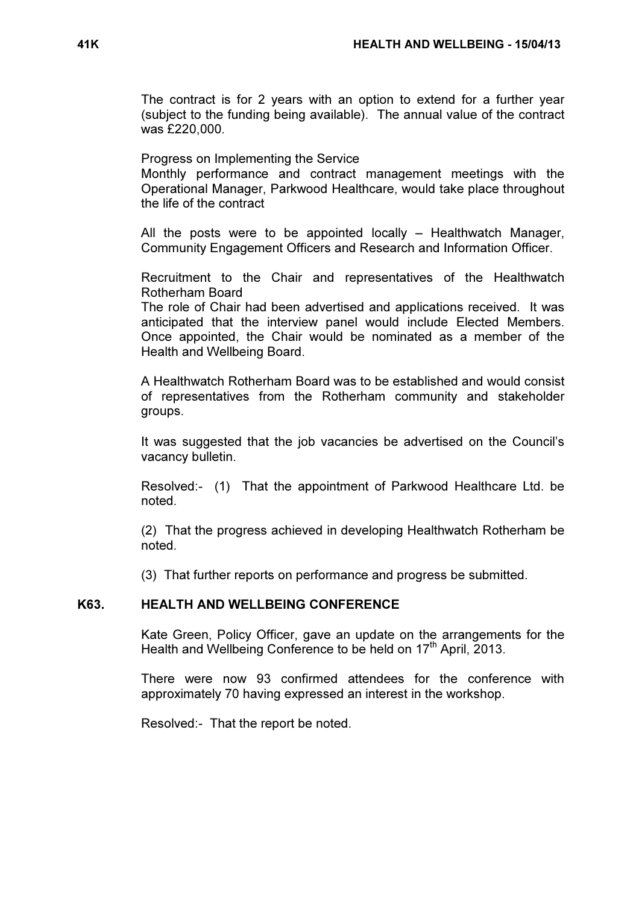The contract is for 2 years with an option to extend for a further year (subject to the funding being available). The annual value of the contract was £220,000.

Progress on Implementing the Service
Monthly performance and contract management meetings with the Operational Manager, Parkwood Healthcare, would take place throughout the life of the contract

All the posts were to be appointed locally – Healthwatch Manager, Community Engagement Officers and Research and Information Officer.

Recruitment to the Chair and representatives of the Healthwatch Rotherham Board
The role of Chair had been advertised and applications received. It was anticipated that the interview panel would include Elected Members. Once appointed, the Chair would be nominated as a member of the Health and Wellbeing Board.

A Healthwatch Rotherham Board was to be established and would consist of representatives from the Rotherham community and stakeholder groups.

It was suggested that the job vacancies be advertised on the Council's vacancy bulletin.

Resolved:- (1) That the appointment of Parkwood Healthcare Ltd. be noted.

(2) That the progress achieved in developing Healthwatch Rotherham be noted.

(3) That further reports on performance and progress be submitted.

## K63. HEALTH AND WELLBEING CONFERENCE

Kate Green, Policy Officer, gave an update on the arrangements for the Health and Wellbeing Conference to be held on 17th April, 2013.

There were now 93 confirmed attendees for the conference with approximately 70 having expressed an interest in the workshop.

Resolved:- That the report be noted.